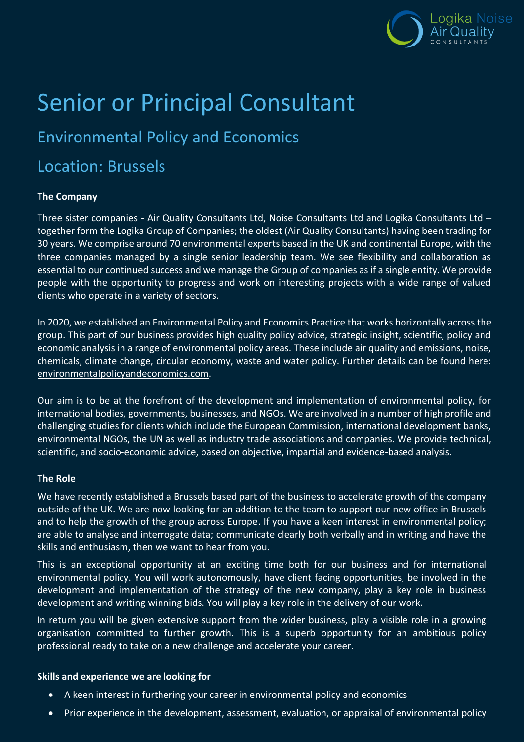# Senior or Principal Consultant

## Environmental Policy and Economics

## Location: Brussels

**The Company**

Three sister companies - Air Quality Consultants Ltd, Noise Consultants Ltd and Logika Consultants Ltd – together form the Logika Group of Companies; the oldest (Air Quality Consultants) having been trading for 30 years. We comprise around 70 environmental experts based in the UK and continental Europe, with the three companies managed by a single senior leadership team. We see flexibility and collaboration as essential to our continued success and we manage the Group of companies as if a single entity. We provide people with the opportunity to progress and work on interesting projects with a wide range of valued clients who operate in a variety of sectors.

In 2020, we established an Environmental Policy and Economics Practice that works horizontally across the group. This part of our business provides high quality policy advice, strategic insight, scientific, policy and economic analysis in a range of environmental policy areas. These include air quality and emissions, noise, chemicals, climate change, circular economy, waste and water policy. Further details can be found here: environmentalpolicyandeconomics.com.

Our aim is to be at the forefront of the development and implementation of environmental policy, for international bodies, governments, businesses, and NGOs. We are involved in a number of high profile and challenging studies for clients which include the European Commission, international development banks, environmental NGOs, the UN as well as industry trade associations and companies. We provide technical, scientific, and socio-economic advice, based on objective, impartial and evidence-based analysis.

**The Role**

We have recently established a Brussels based part of the business to accelerate growth of the company outside of the UK. We are now looking for an addition to the team to support our new office in Brussels and to help the growth of the group across Europe. If you have a keen interest in environmental policy; are able to analyse and interrogate data; communicate clearly both verbally and in writing and have the skills and enthusiasm, then we want to hear from you.

This is an exceptional opportunity at an exciting time both for our business and for international environmental policy. You will work autonomously, have client facing opportunities, be involved in the development and implementation of the strategy of the new company, play a key role in business development and writing winning bids. You will play a key role in the delivery of our work.

In return you will be given extensive support from the wider business, play a visible role in a growing organisation committed to further growth. This is a superb opportunity for an ambitious policy professional ready to take on a new challenge and accelerate your career.

**Skills and experience we are looking for**

- A keen interest in furthering your career in environmental policy and economics
- Prior experience in the development, assessment, evaluation, or appraisal of environmental policy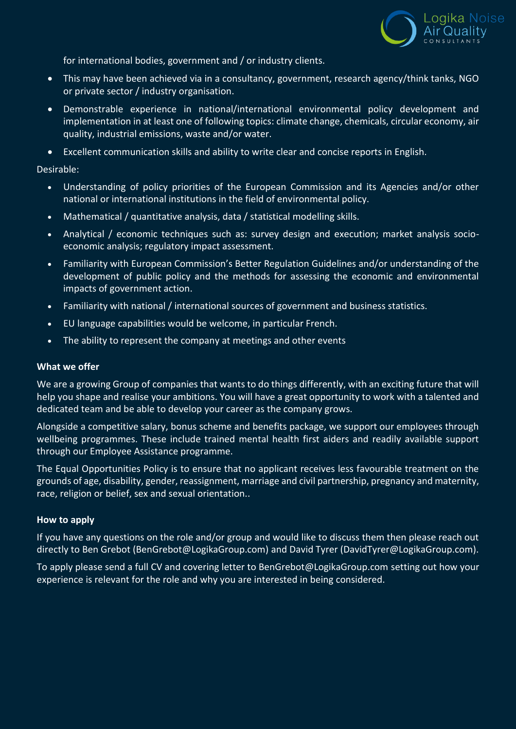for international bodies, government and / or industry clients.

- This may have been achieved via in a consultancy, government, research agency/think tanks, NGO or private sector / industry organisation.
- Demonstrable experience in national/international environmental policy development and implementation in at least one of following topics: climate change, chemicals, circular economy, air quality, industrial emissions, waste and/or water.
- Excellent communication skills and ability to write clear and concise reports in English.

Desirable:

- Understanding of policy priorities of the European Commission and its Agencies and/or other national or international institutions in the field of environmental policy.
- Mathematical / quantitative analysis, data / statistical modelling skills.
- Analytical / economic techniques such as: survey design and execution; market analysis socio-economic analysis; regulatory impact assessment.
- Familiarity with European Commission's Better Regulation Guidelines and/or understanding of the development of public policy and the methods for assessing the economic and environmental impacts of government action.
- Familiarity with national / international sources of government and business statistics.
- EU language capabilities would be welcome, in particular French.
- The ability to represent the company at meetings and other events

**What we offer**

We are a growing Group of companies that wants to do things differently, with an exciting future that will help you shape and realise your ambitions. You will have a great opportunity to work with a talented and dedicated team and be able to develop your career as the company grows.

Alongside a competitive salary, bonus scheme and benefits package, we support our employees through wellbeing programmes. These include trained mental health first aiders and readily available support through our Employee Assistance programme.

The Equal Opportunities Policy is to ensure that no applicant receives less favourable treatment on the grounds of age, disability, gender, reassignment, marriage and civil partnership, pregnancy and maternity, race, religion or belief, sex and sexual orientation..

**How to apply**

If you have any questions on the role and/or group and would like to discuss them then please reach out directly to Ben Grebot (BenGrebot@LogikaGroup.com) and David Tyrer (DavidTyrer@LogikaGroup.com).

To apply please send a full CV and covering letter to BenGrebot@LogikaGroup.com setting out how your experience is relevant for the role and why you are interested in being considered.